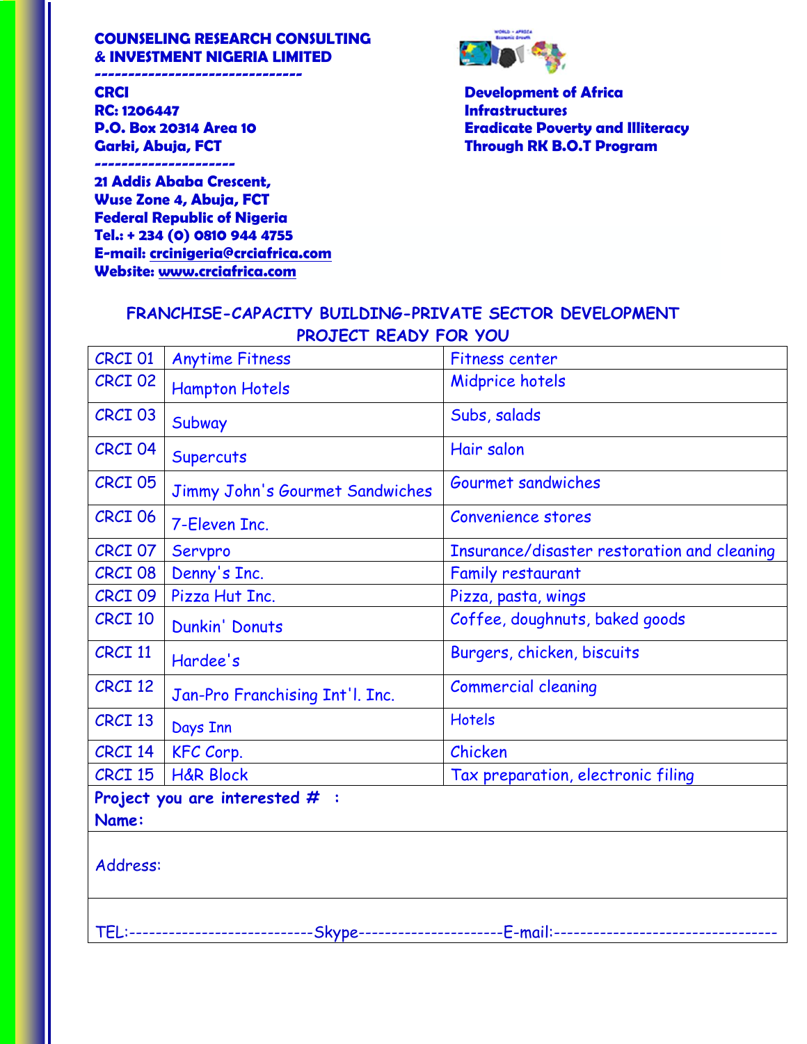**COUNSELING RESEARCH CONSULTING**
**& INVESTMENT NIGERIA LIMITED**

------------------------------

**CRCI**
**RC: 1206447**
**P.O. Box 20314 Area 10**
**Garki, Abuja, FCT**

--------------------

**21 Addis Ababa Crescent,**
**Wuse Zone 4, Abuja, FCT**
**Federal Republic of Nigeria**
**Tel.: + 234 (0) 0810 944 4755**
**E-mail: crcinigeria@crciafrica.com**
**Website: www.crciafrica.com**

**Development of Africa**
**Infrastructures**
**Eradicate Poverty and Illiteracy**
**Through RK B.O.T Program**

## FRANCHISE-CAPACITY BUILDING-PRIVATE SECTOR DEVELOPMENT PROJECT READY FOR YOU

| | | |
|---|---|---|
| CRCI 01 | Anytime Fitness | Fitness center |
| CRCI 02 | Hampton Hotels | Midprice hotels |
| CRCI 03 | Subway | Subs, salads |
| CRCI 04 | Supercuts | Hair salon |
| CRCI 05 | Jimmy John's Gourmet Sandwiches | Gourmet sandwiches |
| CRCI 06 | 7-Eleven Inc. | Convenience stores |
| CRCI 07 | Servpro | Insurance/disaster restoration and cleaning |
| CRCI 08 | Denny's Inc. | Family restaurant |
| CRCI 09 | Pizza Hut Inc. | Pizza, pasta, wings |
| CRCI 10 | Dunkin' Donuts | Coffee, doughnuts, baked goods |
| CRCI 11 | Hardee's | Burgers, chicken, biscuits |
| CRCI 12 | Jan-Pro Franchising Int'l. Inc. | Commercial cleaning |
| CRCI 13 | Days Inn | Hotels |
| CRCI 14 | KFC Corp. | Chicken |
| CRCI 15 | H&R Block | Tax preparation, electronic filing |
| **Project you are interested # :** **Name:** | | |
| Address: | | |
| TEL:---------------------------Skype--------------------E-mail:--------------------------------- | | |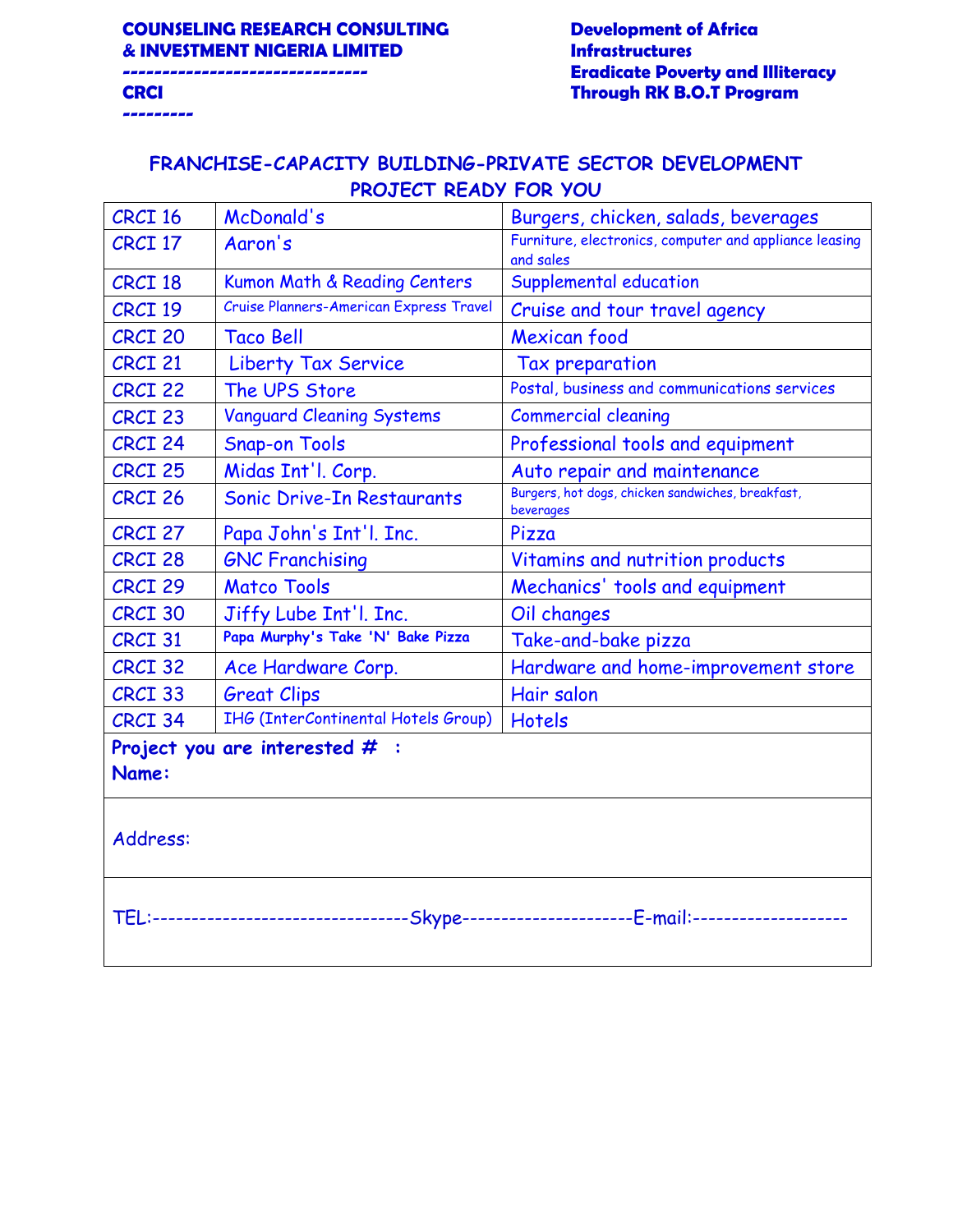**COUNSELING RESEARCH CONSULTING & INVESTMENT NIGERIA LIMITED**
**-------------------------------**
**CRCI**
**---------**

**Development of Africa Infrastructures**
**Eradicate Poverty and Illiteracy Through RK B.O.T Program**

## FRANCHISE-CAPACITY BUILDING-PRIVATE SECTOR DEVELOPMENT PROJECT READY FOR YOU

| | | |
|---|---|---|
| CRCI 16 | McDonald's | Burgers, chicken, salads, beverages |
| CRCI 17 | Aaron's | Furniture, electronics, computer and appliance leasing and sales |
| CRCI 18 | Kumon Math & Reading Centers | Supplemental education |
| CRCI 19 | Cruise Planners-American Express Travel | Cruise and tour travel agency |
| CRCI 20 | Taco Bell | Mexican food |
| CRCI 21 | Liberty Tax Service | Tax preparation |
| CRCI 22 | The UPS Store | Postal, business and communications services |
| CRCI 23 | Vanguard Cleaning Systems | Commercial cleaning |
| CRCI 24 | Snap-on Tools | Professional tools and equipment |
| CRCI 25 | Midas Int'l. Corp. | Auto repair and maintenance |
| CRCI 26 | Sonic Drive-In Restaurants | Burgers, hot dogs, chicken sandwiches, breakfast, beverages |
| CRCI 27 | Papa John's Int'l. Inc. | Pizza |
| CRCI 28 | GNC Franchising | Vitamins and nutrition products |
| CRCI 29 | Matco Tools | Mechanics' tools and equipment |
| CRCI 30 | Jiffy Lube Int'l. Inc. | Oil changes |
| CRCI 31 | Papa Murphy's Take 'N' Bake Pizza | Take-and-bake pizza |
| CRCI 32 | Ace Hardware Corp. | Hardware and home-improvement store |
| CRCI 33 | Great Clips | Hair salon |
| CRCI 34 | IHG (InterContinental Hotels Group) | Hotels |

**Project you are interested # :**
**Name:**

Address:

TEL:---------------------------------Skype----------------------E-mail:--------------------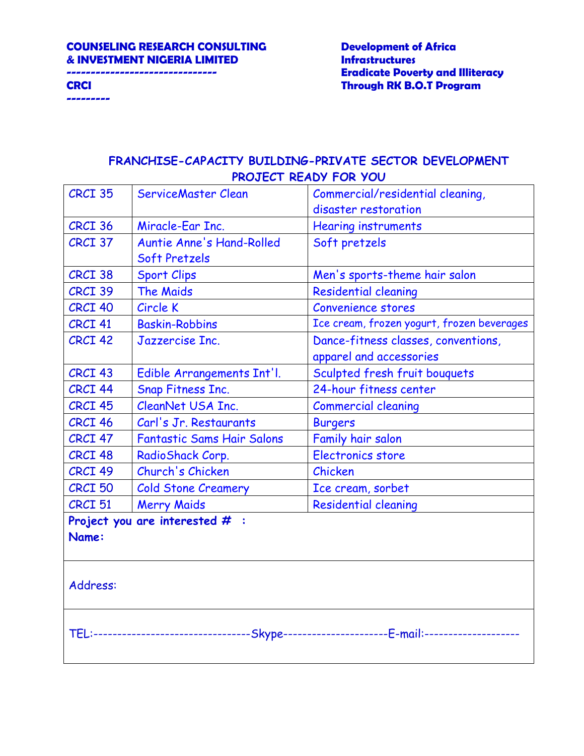**COUNSELING RESEARCH CONSULTING & INVESTMENT NIGERIA LIMITED**
**------------------------------**
**CRCI**
**---------**

**Development of Africa Infrastructures**
**Eradicate Poverty and Illiteracy Through RK B.O.T Program**

## FRANCHISE-CAPACITY BUILDING-PRIVATE SECTOR DEVELOPMENT PROJECT READY FOR YOU

| | | |
|---|---|---|
| CRCI 35 | ServiceMaster Clean | Commercial/residential cleaning, disaster restoration |
| CRCI 36 | Miracle-Ear Inc. | Hearing instruments |
| CRCI 37 | Auntie Anne's Hand-Rolled Soft Pretzels | Soft pretzels |
| CRCI 38 | Sport Clips | Men's sports-theme hair salon |
| CRCI 39 | The Maids | Residential cleaning |
| CRCI 40 | Circle K | Convenience stores |
| CRCI 41 | Baskin-Robbins | Ice cream, frozen yogurt, frozen beverages |
| CRCI 42 | Jazzercise Inc. | Dance-fitness classes, conventions, apparel and accessories |
| CRCI 43 | Edible Arrangements Int'l. | Sculpted fresh fruit bouquets |
| CRCI 44 | Snap Fitness Inc. | 24-hour fitness center |
| CRCI 45 | CleanNet USA Inc. | Commercial cleaning |
| CRCI 46 | Carl's Jr. Restaurants | Burgers |
| CRCI 47 | Fantastic Sams Hair Salons | Family hair salon |
| CRCI 48 | RadioShack Corp. | Electronics store |
| CRCI 49 | Church's Chicken | Chicken |
| CRCI 50 | Cold Stone Creamery | Ice cream, sorbet |
| CRCI 51 | Merry Maids | Residential cleaning |

**Project you are interested # :**
**Name:**

Address:

TEL:---------------------------------Skype---------------------E-mail:--------------------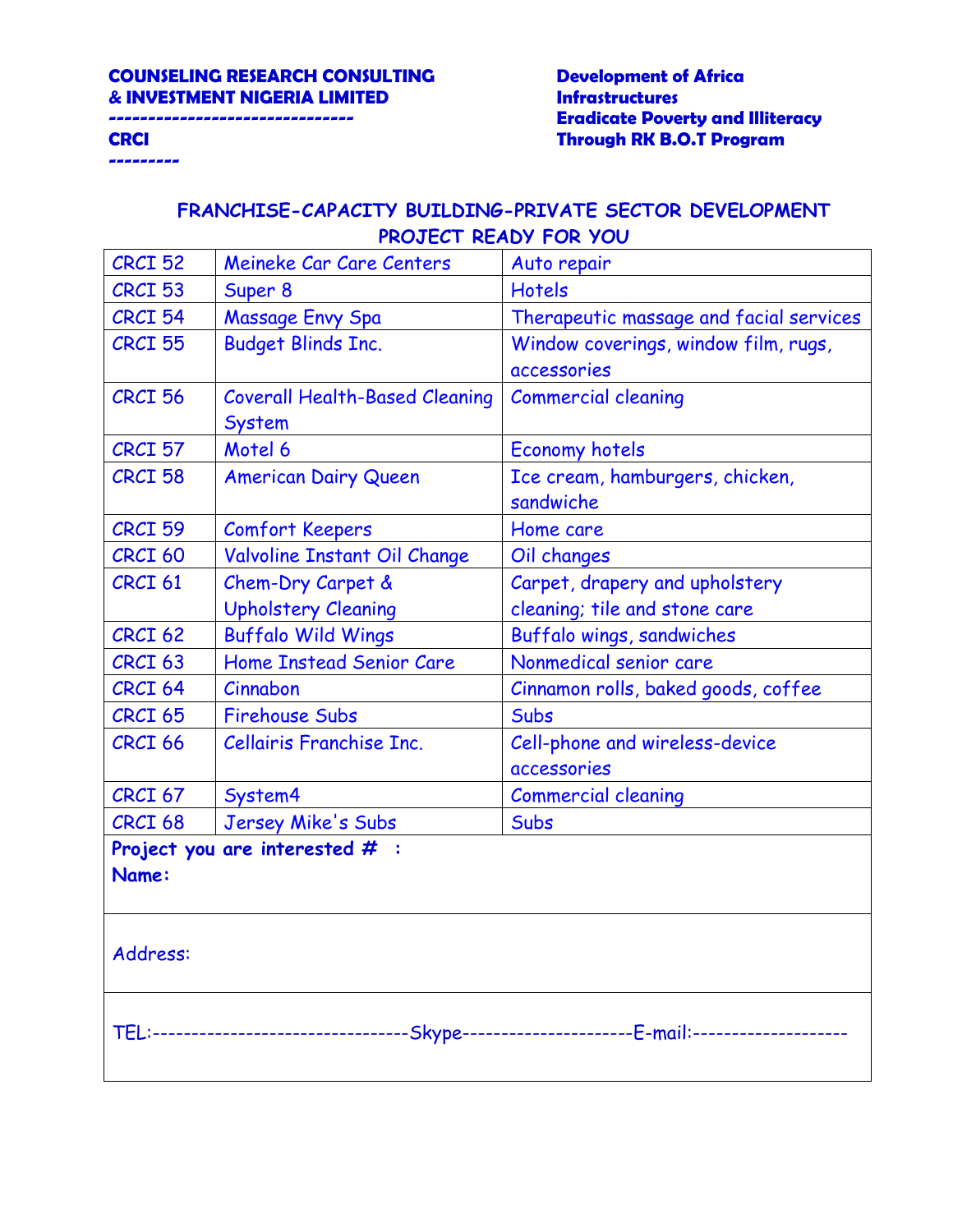**COUNSELING RESEARCH CONSULTING & INVESTMENT NIGERIA LIMITED**
**------------------------------**
**CRCI**
**---------**

**Development of Africa Infrastructures**
**Eradicate Poverty and Illiteracy Through RK B.O.T Program**

## FRANCHISE-CAPACITY BUILDING-PRIVATE SECTOR DEVELOPMENT PROJECT READY FOR YOU

| | | |
|---|---|---|
| CRCI 52 | Meineke Car Care Centers | Auto repair |
| CRCI 53 | Super 8 | Hotels |
| CRCI 54 | Massage Envy Spa | Therapeutic massage and facial services |
| CRCI 55 | Budget Blinds Inc. | Window coverings, window film, rugs, accessories |
| CRCI 56 | Coverall Health-Based Cleaning System | Commercial cleaning |
| CRCI 57 | Motel 6 | Economy hotels |
| CRCI 58 | American Dairy Queen | Ice cream, hamburgers, chicken, sandwiche |
| CRCI 59 | Comfort Keepers | Home care |
| CRCI 60 | Valvoline Instant Oil Change | Oil changes |
| CRCI 61 | Chem-Dry Carpet & Upholstery Cleaning | Carpet, drapery and upholstery cleaning; tile and stone care |
| CRCI 62 | Buffalo Wild Wings | Buffalo wings, sandwiches |
| CRCI 63 | Home Instead Senior Care | Nonmedical senior care |
| CRCI 64 | Cinnabon | Cinnamon rolls, baked goods, coffee |
| CRCI 65 | Firehouse Subs | Subs |
| CRCI 66 | Cellairis Franchise Inc. | Cell-phone and wireless-device accessories |
| CRCI 67 | System4 | Commercial cleaning |
| CRCI 68 | Jersey Mike's Subs | Subs |

**Project you are interested # :**
**Name:**

Address:

TEL:---------------------------------Skype----------------------E-mail:--------------------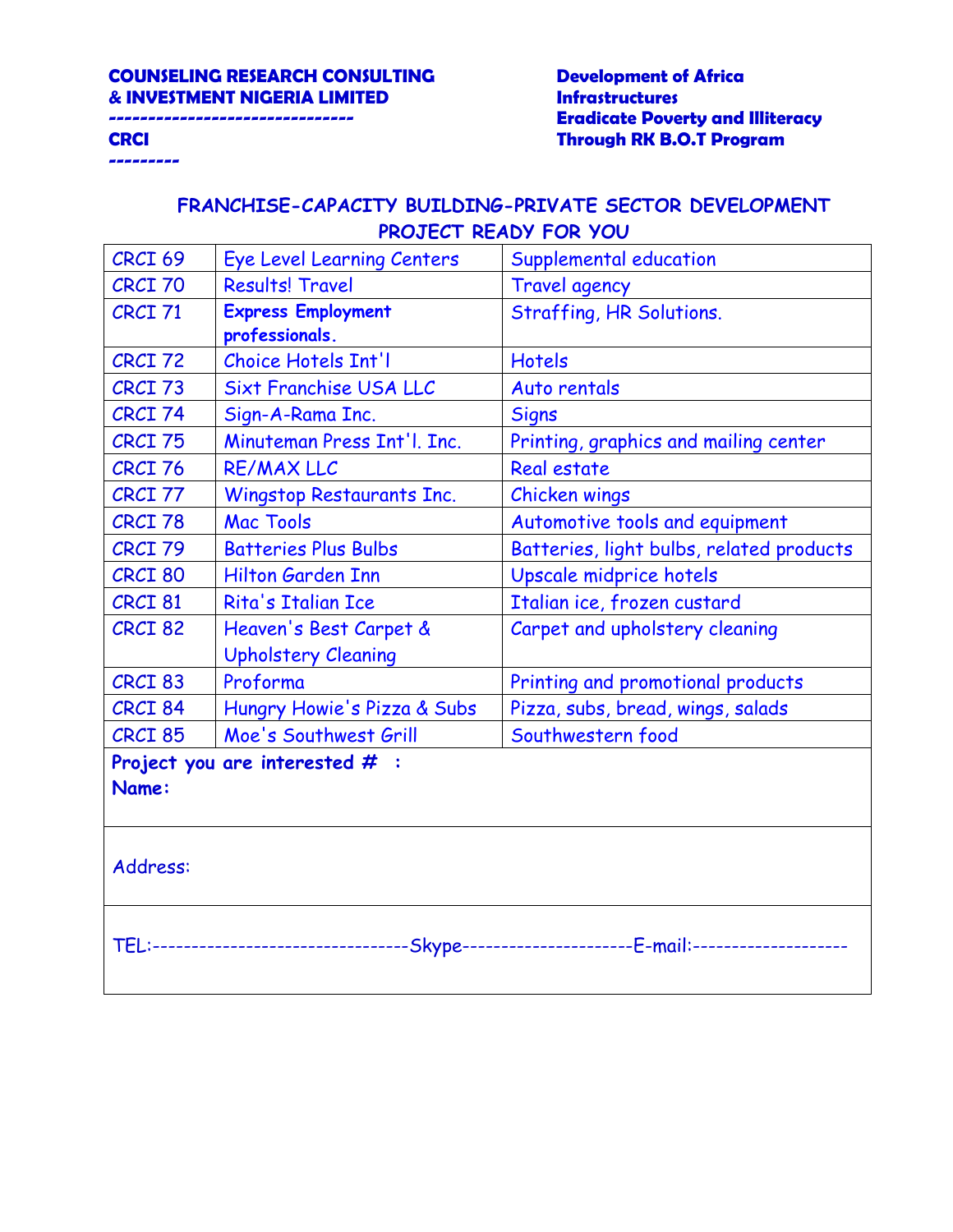**COUNSELING RESEARCH CONSULTING & INVESTMENT NIGERIA LIMITED**

**------------------------------**

**CRCI**

**---------**

**Development of Africa Infrastructures**
**Eradicate Poverty and Illiteracy Through RK B.O.T Program**

## FRANCHISE-CAPACITY BUILDING-PRIVATE SECTOR DEVELOPMENT PROJECT READY FOR YOU

| | | |
|---|---|---|
| CRCI 69 | Eye Level Learning Centers | Supplemental education |
| CRCI 70 | Results! Travel | Travel agency |
| CRCI 71 | **Express Employment professionals.** | Straffing, HR Solutions. |
| CRCI 72 | Choice Hotels Int'l | Hotels |
| CRCI 73 | Sixt Franchise USA LLC | Auto rentals |
| CRCI 74 | Sign-A-Rama Inc. | Signs |
| CRCI 75 | Minuteman Press Int'l. Inc. | Printing, graphics and mailing center |
| CRCI 76 | RE/MAX LLC | Real estate |
| CRCI 77 | Wingstop Restaurants Inc. | Chicken wings |
| CRCI 78 | Mac Tools | Automotive tools and equipment |
| CRCI 79 | Batteries Plus Bulbs | Batteries, light bulbs, related products |
| CRCI 80 | Hilton Garden Inn | Upscale midprice hotels |
| CRCI 81 | Rita's Italian Ice | Italian ice, frozen custard |
| CRCI 82 | Heaven's Best Carpet & Upholstery Cleaning | Carpet and upholstery cleaning |
| CRCI 83 | Proforma | Printing and promotional products |
| CRCI 84 | Hungry Howie's Pizza & Subs | Pizza, subs, bread, wings, salads |
| CRCI 85 | Moe's Southwest Grill | Southwestern food |

**Project you are interested # :**
**Name:**

Address:

TEL:--------------------------------Skype---------------------E-mail:--------------------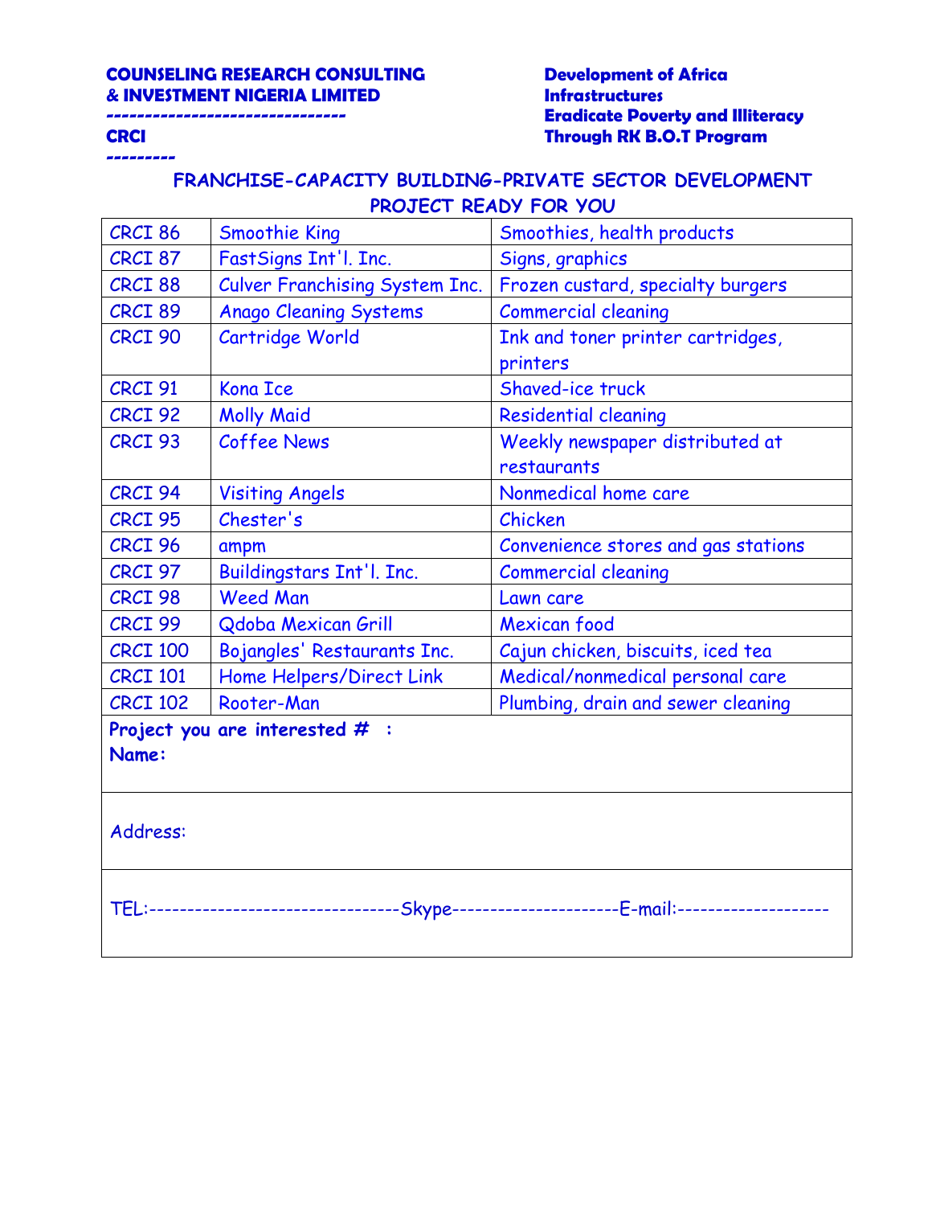**COUNSELING RESEARCH CONSULTING & INVESTMENT NIGERIA LIMITED**
**------------------------------**
**CRCI**
**---------**

**Development of Africa Infrastructures**
**Eradicate Poverty and Illiteracy Through RK B.O.T Program**

## FRANCHISE-CAPACITY BUILDING-PRIVATE SECTOR DEVELOPMENT PROJECT READY FOR YOU

| | | |
|---|---|---|
| CRCI 86 | Smoothie King | Smoothies, health products |
| CRCI 87 | FastSigns Int'l. Inc. | Signs, graphics |
| CRCI 88 | Culver Franchising System Inc. | Frozen custard, specialty burgers |
| CRCI 89 | Anago Cleaning Systems | Commercial cleaning |
| CRCI 90 | Cartridge World | Ink and toner printer cartridges, printers |
| CRCI 91 | Kona Ice | Shaved-ice truck |
| CRCI 92 | Molly Maid | Residential cleaning |
| CRCI 93 | Coffee News | Weekly newspaper distributed at restaurants |
| CRCI 94 | Visiting Angels | Nonmedical home care |
| CRCI 95 | Chester's | Chicken |
| CRCI 96 | ampm | Convenience stores and gas stations |
| CRCI 97 | Buildingstars Int'l. Inc. | Commercial cleaning |
| CRCI 98 | Weed Man | Lawn care |
| CRCI 99 | Qdoba Mexican Grill | Mexican food |
| CRCI 100 | Bojangles' Restaurants Inc. | Cajun chicken, biscuits, iced tea |
| CRCI 101 | Home Helpers/Direct Link | Medical/nonmedical personal care |
| CRCI 102 | Rooter-Man | Plumbing, drain and sewer cleaning |

**Project you are interested # :**
**Name:**

Address:

TEL:---------------------------------Skype---------------------E-mail:--------------------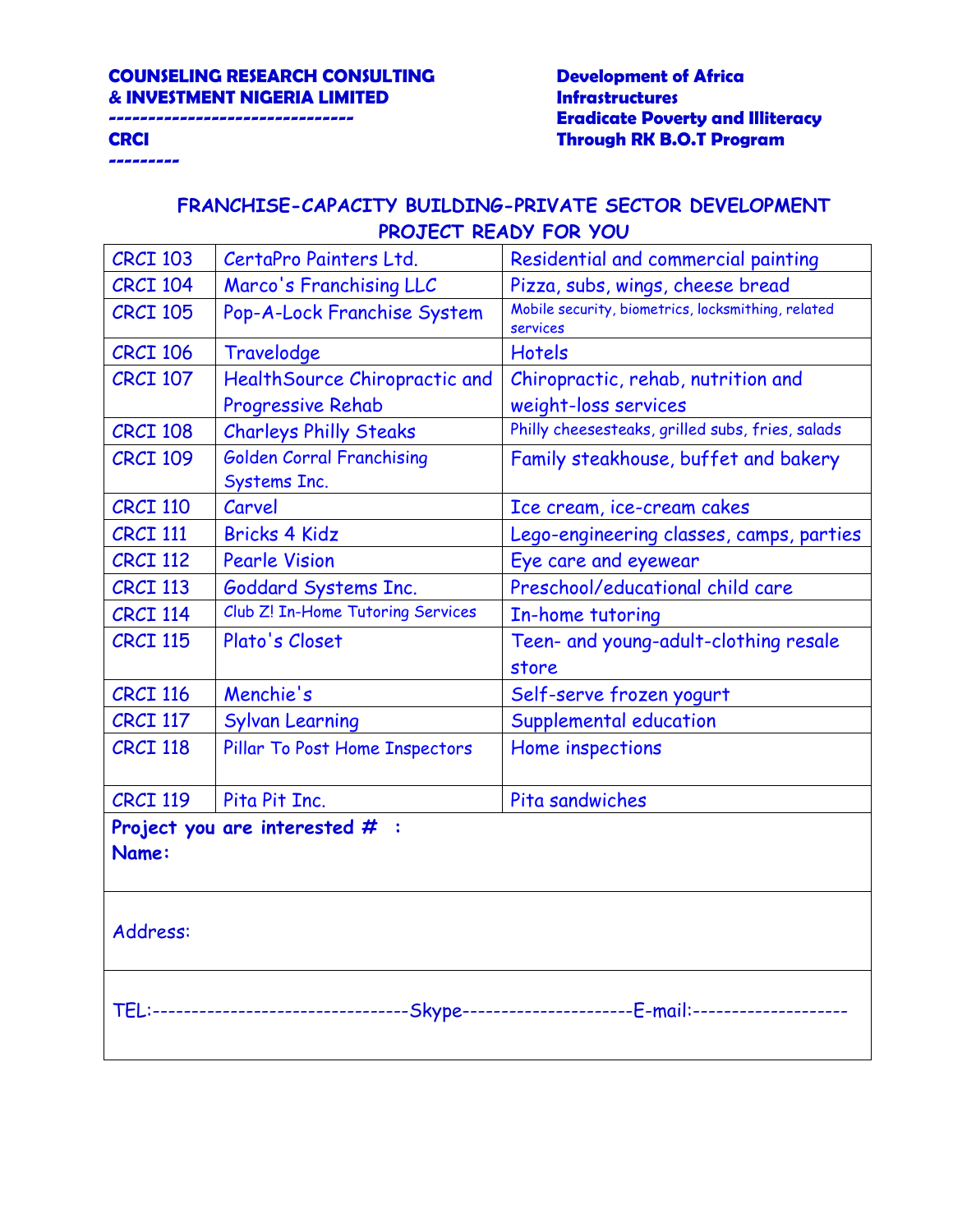**COUNSELING RESEARCH CONSULTING & INVESTMENT NIGERIA LIMITED**
**-------------------------------**
**CRCI**
**---------**

**Development of Africa Infrastructures**
**Eradicate Poverty and Illiteracy Through RK B.O.T Program**

## FRANCHISE-CAPACITY BUILDING-PRIVATE SECTOR DEVELOPMENT PROJECT READY FOR YOU

| | | |
|---|---|---|
| CRCI 103 | CertaPro Painters Ltd. | Residential and commercial painting |
| CRCI 104 | Marco's Franchising LLC | Pizza, subs, wings, cheese bread |
| CRCI 105 | Pop-A-Lock Franchise System | Mobile security, biometrics, locksmithing, related services |
| CRCI 106 | Travelodge | Hotels |
| CRCI 107 | HealthSource Chiropractic and Progressive Rehab | Chiropractic, rehab, nutrition and weight-loss services |
| CRCI 108 | Charleys Philly Steaks | Philly cheesesteaks, grilled subs, fries, salads |
| CRCI 109 | Golden Corral Franchising Systems Inc. | Family steakhouse, buffet and bakery |
| CRCI 110 | Carvel | Ice cream, ice-cream cakes |
| CRCI 111 | Bricks 4 Kidz | Lego-engineering classes, camps, parties |
| CRCI 112 | Pearle Vision | Eye care and eyewear |
| CRCI 113 | Goddard Systems Inc. | Preschool/educational child care |
| CRCI 114 | Club Z! In-Home Tutoring Services | In-home tutoring |
| CRCI 115 | Plato's Closet | Teen- and young-adult-clothing resale store |
| CRCI 116 | Menchie's | Self-serve frozen yogurt |
| CRCI 117 | Sylvan Learning | Supplemental education |
| CRCI 118 | Pillar To Post Home Inspectors | Home inspections |
| CRCI 119 | Pita Pit Inc. | Pita sandwiches |

**Project you are interested # :**
**Name:**

Address:

TEL:--------------------------------Skype---------------------E-mail:--------------------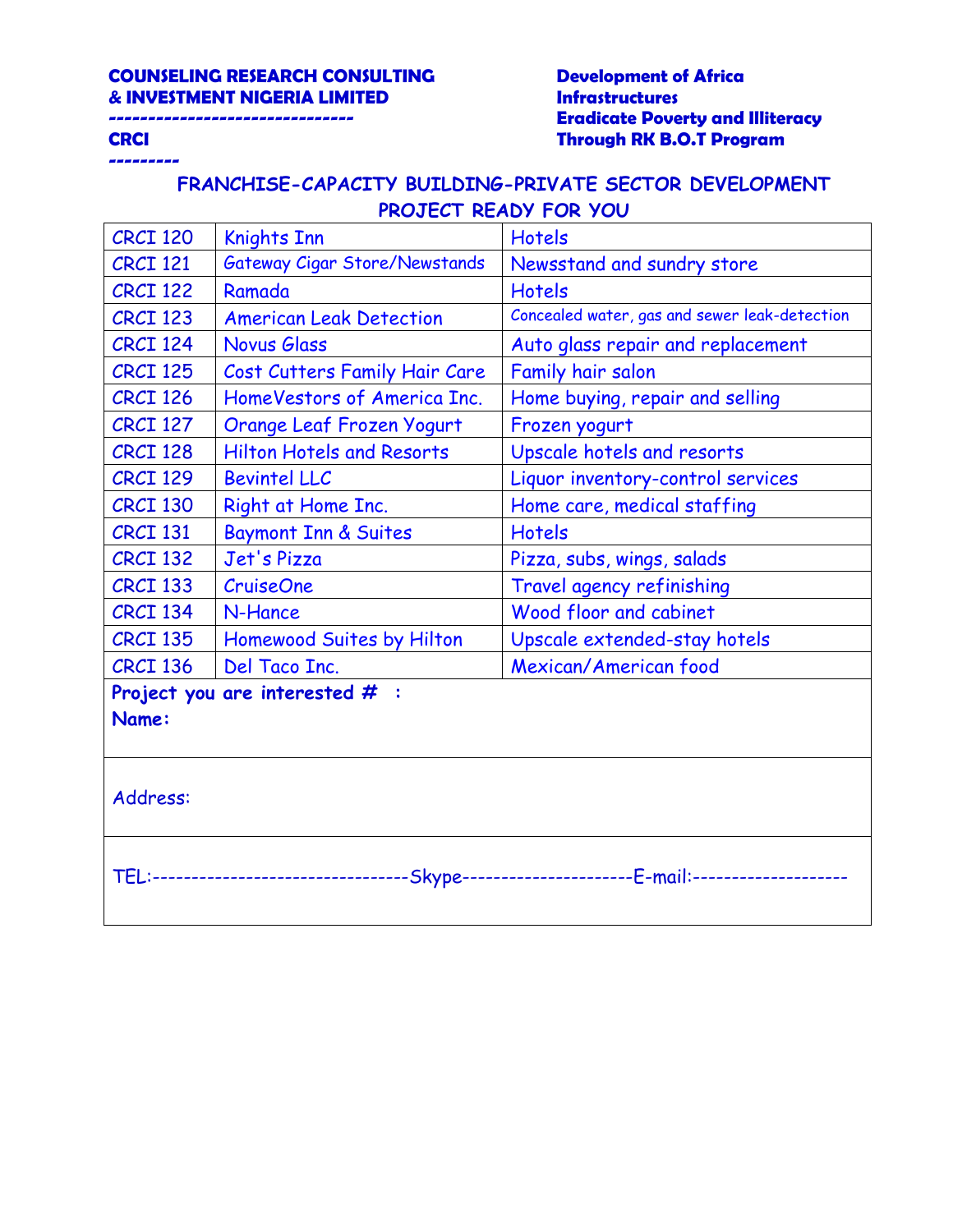**COUNSELING RESEARCH CONSULTING & INVESTMENT NIGERIA LIMITED**
**------------------------------**
**CRCI**
**---------**

**Development of Africa Infrastructures**
**Eradicate Poverty and Illiteracy Through RK B.O.T Program**

## FRANCHISE-CAPACITY BUILDING-PRIVATE SECTOR DEVELOPMENT PROJECT READY FOR YOU

| | | |
|---|---|---|
| CRCI 120 | Knights Inn | Hotels |
| CRCI 121 | Gateway Cigar Store/Newstands | Newsstand and sundry store |
| CRCI 122 | Ramada | Hotels |
| CRCI 123 | American Leak Detection | Concealed water, gas and sewer leak-detection |
| CRCI 124 | Novus Glass | Auto glass repair and replacement |
| CRCI 125 | Cost Cutters Family Hair Care | Family hair salon |
| CRCI 126 | HomeVestors of America Inc. | Home buying, repair and selling |
| CRCI 127 | Orange Leaf Frozen Yogurt | Frozen yogurt |
| CRCI 128 | Hilton Hotels and Resorts | Upscale hotels and resorts |
| CRCI 129 | Bevintel LLC | Liquor inventory-control services |
| CRCI 130 | Right at Home Inc. | Home care, medical staffing |
| CRCI 131 | Baymont Inn & Suites | Hotels |
| CRCI 132 | Jet's Pizza | Pizza, subs, wings, salads |
| CRCI 133 | CruiseOne | Travel agency refinishing |
| CRCI 134 | N-Hance | Wood floor and cabinet |
| CRCI 135 | Homewood Suites by Hilton | Upscale extended-stay hotels |
| CRCI 136 | Del Taco Inc. | Mexican/American food |

**Project you are interested # :**
**Name:**

Address:

TEL:--------------------------------Skype---------------------E-mail:--------------------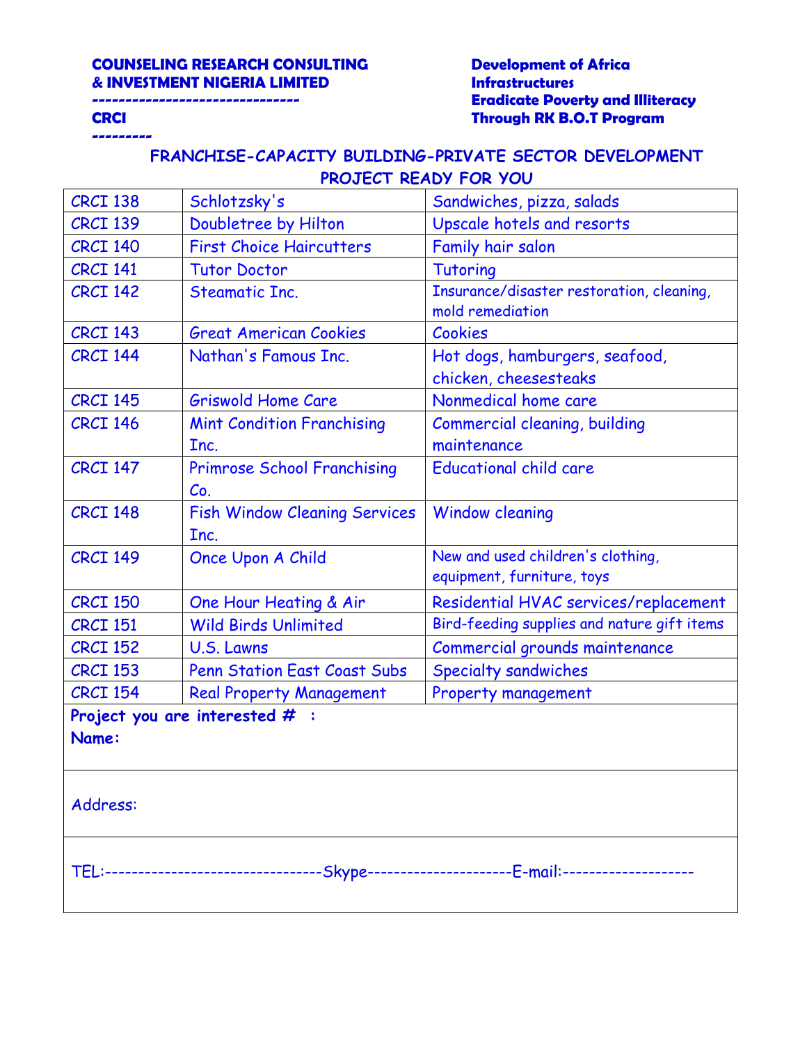**COUNSELING RESEARCH CONSULTING & INVESTMENT NIGERIA LIMITED**
**------------------------------**
**CRCI**
**---------**

**Development of Africa Infrastructures**
**Eradicate Poverty and Illiteracy Through RK B.O.T Program**

## FRANCHISE-CAPACITY BUILDING-PRIVATE SECTOR DEVELOPMENT PROJECT READY FOR YOU

| | | |
|---|---|---|
| CRCI 138 | Schlotzsky's | Sandwiches, pizza, salads |
| CRCI 139 | Doubletree by Hilton | Upscale hotels and resorts |
| CRCI 140 | First Choice Haircutters | Family hair salon |
| CRCI 141 | Tutor Doctor | Tutoring |
| CRCI 142 | Steamatic Inc. | Insurance/disaster restoration, cleaning, mold remediation |
| CRCI 143 | Great American Cookies | Cookies |
| CRCI 144 | Nathan's Famous Inc. | Hot dogs, hamburgers, seafood, chicken, cheesesteaks |
| CRCI 145 | Griswold Home Care | Nonmedical home care |
| CRCI 146 | Mint Condition Franchising Inc. | Commercial cleaning, building maintenance |
| CRCI 147 | Primrose School Franchising Co. | Educational child care |
| CRCI 148 | Fish Window Cleaning Services Inc. | Window cleaning |
| CRCI 149 | Once Upon A Child | New and used children's clothing, equipment, furniture, toys |
| CRCI 150 | One Hour Heating & Air | Residential HVAC services/replacement |
| CRCI 151 | Wild Birds Unlimited | Bird-feeding supplies and nature gift items |
| CRCI 152 | U.S. Lawns | Commercial grounds maintenance |
| CRCI 153 | Penn Station East Coast Subs | Specialty sandwiches |
| CRCI 154 | Real Property Management | Property management |

**Project you are interested # :**
**Name:**

Address:

TEL:---------------------------------Skype----------------------E-mail:--------------------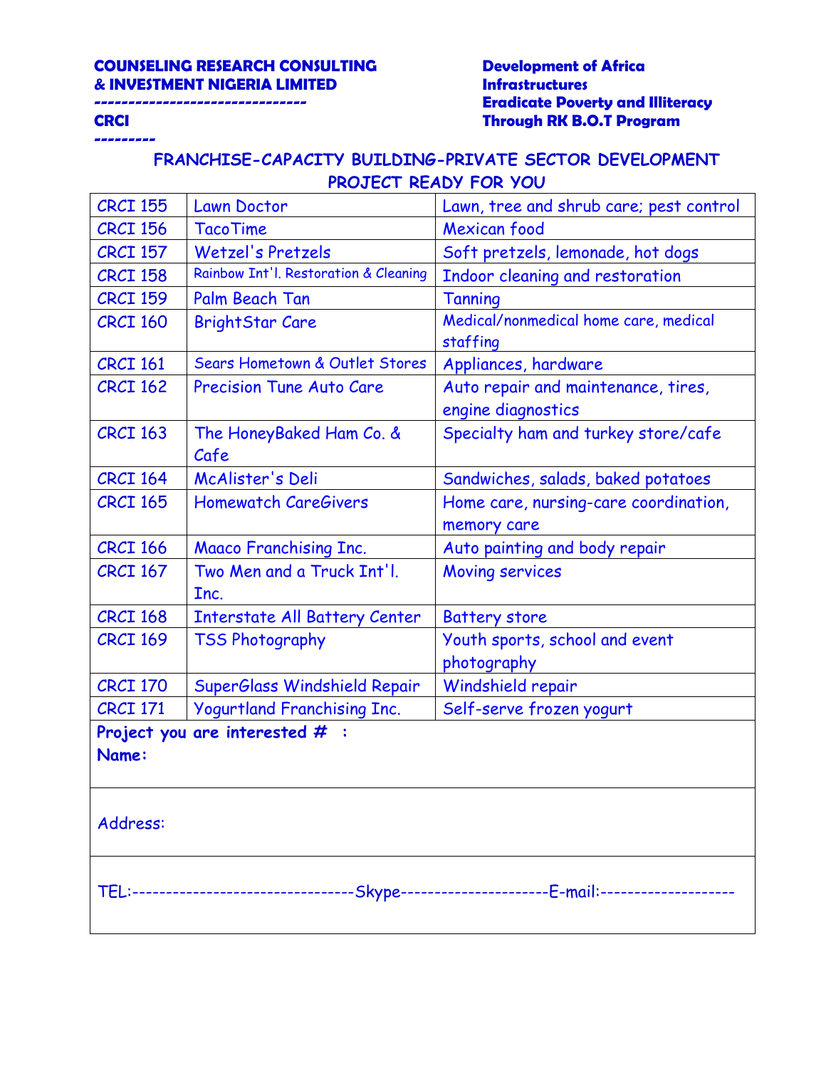**COUNSELING RESEARCH CONSULTING & INVESTMENT NIGERIA LIMITED**
**------------------------------**
**CRCI**
**---------**

**Development of Africa Infrastructures**
**Eradicate Poverty and Illiteracy Through RK B.O.T Program**

## FRANCHISE-CAPACITY BUILDING-PRIVATE SECTOR DEVELOPMENT PROJECT READY FOR YOU

| | | |
|---|---|---|
| CRCI 155 | Lawn Doctor | Lawn, tree and shrub care; pest control |
| CRCI 156 | TacoTime | Mexican food |
| CRCI 157 | Wetzel's Pretzels | Soft pretzels, lemonade, hot dogs |
| CRCI 158 | Rainbow Int'l. Restoration & Cleaning | Indoor cleaning and restoration |
| CRCI 159 | Palm Beach Tan | Tanning |
| CRCI 160 | BrightStar Care | Medical/nonmedical home care, medical staffing |
| CRCI 161 | Sears Hometown & Outlet Stores | Appliances, hardware |
| CRCI 162 | Precision Tune Auto Care | Auto repair and maintenance, tires, engine diagnostics |
| CRCI 163 | The HoneyBaked Ham Co. & Cafe | Specialty ham and turkey store/cafe |
| CRCI 164 | McAlister's Deli | Sandwiches, salads, baked potatoes |
| CRCI 165 | Homewatch CareGivers | Home care, nursing-care coordination, memory care |
| CRCI 166 | Maaco Franchising Inc. | Auto painting and body repair |
| CRCI 167 | Two Men and a Truck Int'l. Inc. | Moving services |
| CRCI 168 | Interstate All Battery Center | Battery store |
| CRCI 169 | TSS Photography | Youth sports, school and event photography |
| CRCI 170 | SuperGlass Windshield Repair | Windshield repair |
| CRCI 171 | Yogurtland Franchising Inc. | Self-serve frozen yogurt |

**Project you are interested # :**
**Name:**

Address:

TEL:---------------------------------Skype----------------------E-mail:--------------------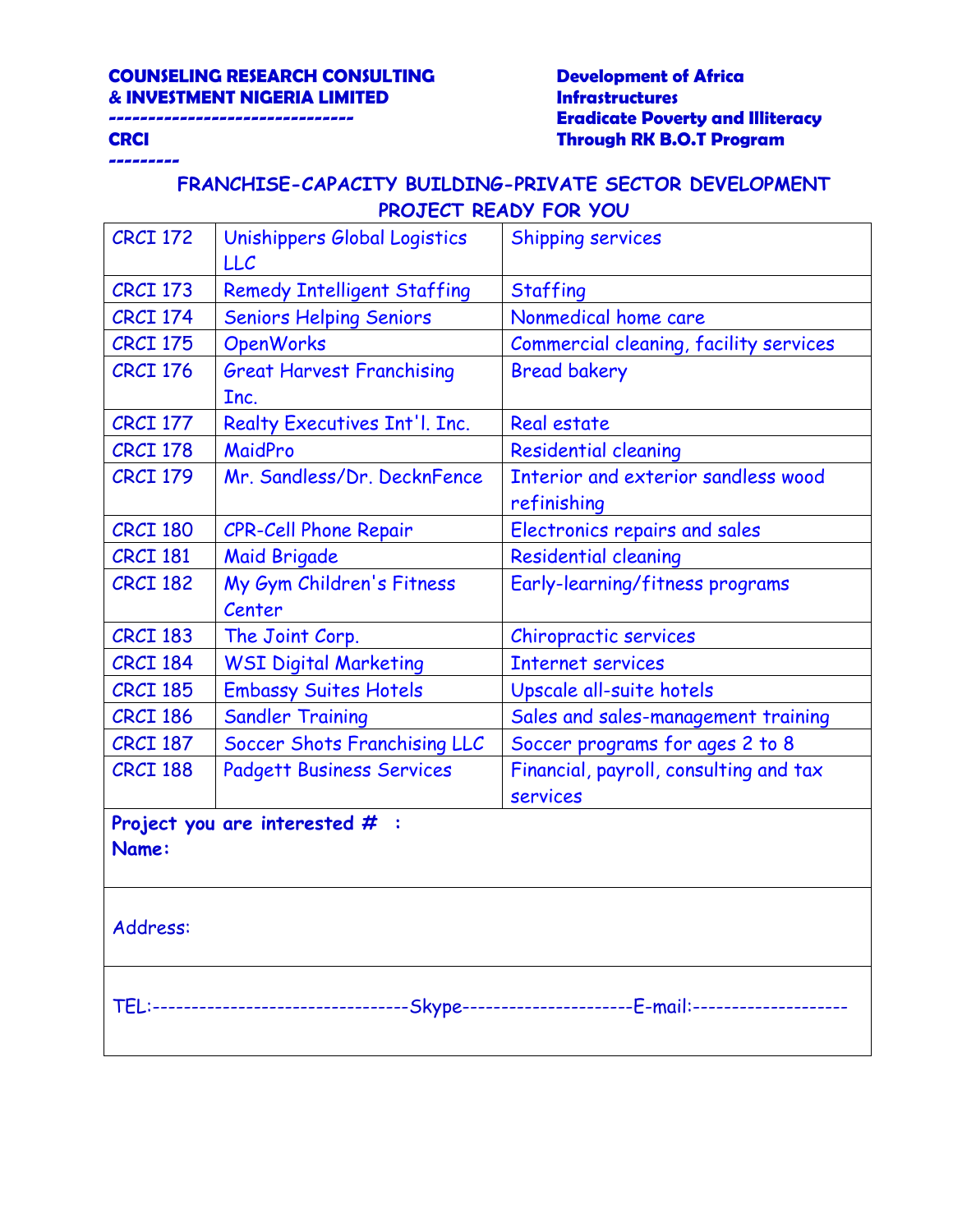**COUNSELING RESEARCH CONSULTING & INVESTMENT NIGERIA LIMITED**
**-------------------------------**
**CRCI**
**---------**

**Development of Africa Infrastructures**
**Eradicate Poverty and Illiteracy Through RK B.O.T Program**

## FRANCHISE-CAPACITY BUILDING-PRIVATE SECTOR DEVELOPMENT PROJECT READY FOR YOU

| | | |
|---|---|---|
| CRCI 172 | Unishippers Global Logistics LLC | Shipping services |
| CRCI 173 | Remedy Intelligent Staffing | Staffing |
| CRCI 174 | Seniors Helping Seniors | Nonmedical home care |
| CRCI 175 | OpenWorks | Commercial cleaning, facility services |
| CRCI 176 | Great Harvest Franchising Inc. | Bread bakery |
| CRCI 177 | Realty Executives Int'l. Inc. | Real estate |
| CRCI 178 | MaidPro | Residential cleaning |
| CRCI 179 | Mr. Sandless/Dr. DecknFence | Interior and exterior sandless wood refinishing |
| CRCI 180 | CPR-Cell Phone Repair | Electronics repairs and sales |
| CRCI 181 | Maid Brigade | Residential cleaning |
| CRCI 182 | My Gym Children's Fitness Center | Early-learning/fitness programs |
| CRCI 183 | The Joint Corp. | Chiropractic services |
| CRCI 184 | WSI Digital Marketing | Internet services |
| CRCI 185 | Embassy Suites Hotels | Upscale all-suite hotels |
| CRCI 186 | Sandler Training | Sales and sales-management training |
| CRCI 187 | Soccer Shots Franchising LLC | Soccer programs for ages 2 to 8 |
| CRCI 188 | Padgett Business Services | Financial, payroll, consulting and tax services |

**Project you are interested # :**
**Name:**

Address:

TEL:---------------------------------Skype----------------------E-mail:--------------------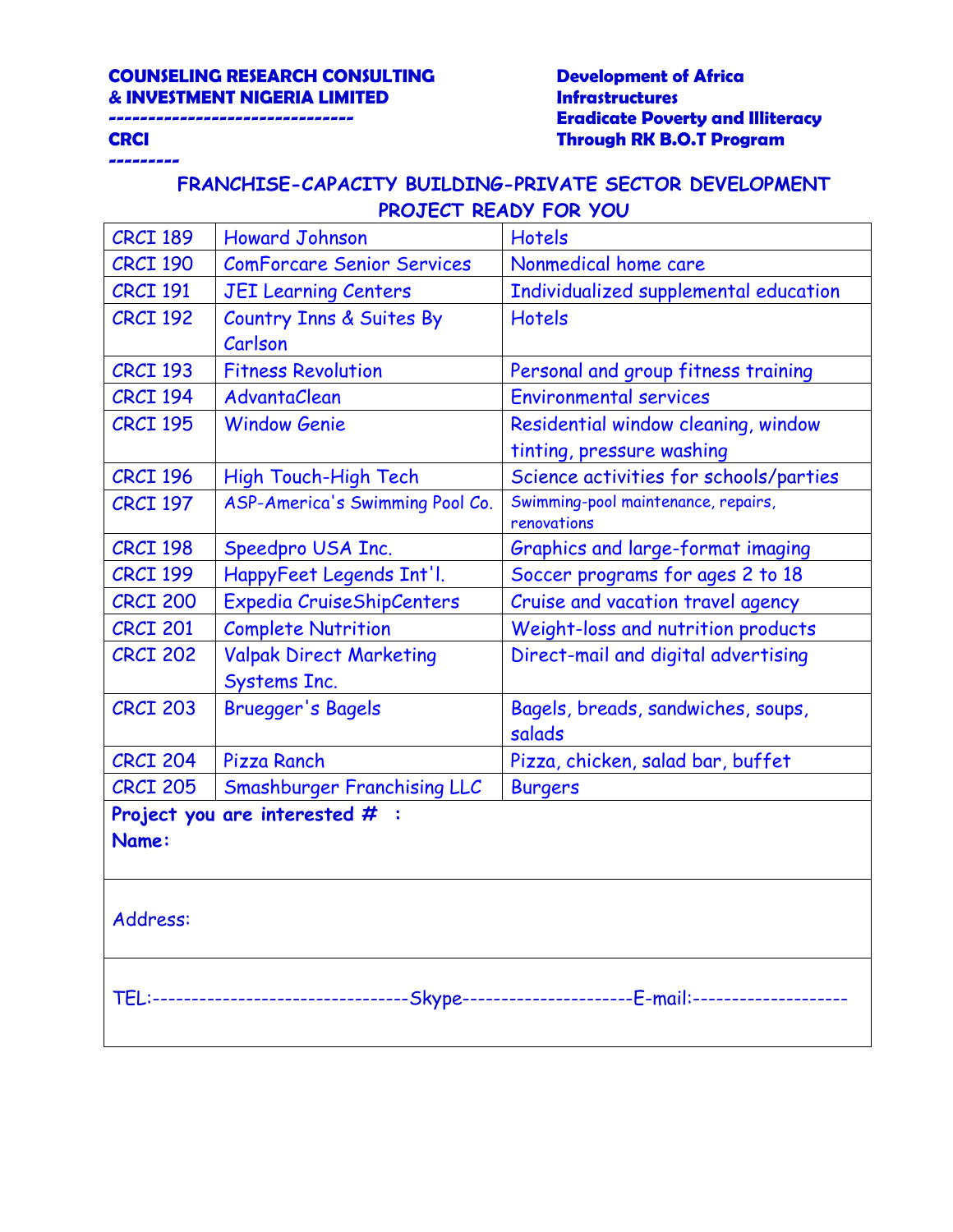**COUNSELING RESEARCH CONSULTING & INVESTMENT NIGERIA LIMITED**
**------------------------------**
**CRCI**
**---------**

**Development of Africa Infrastructures**
**Eradicate Poverty and Illiteracy Through RK B.O.T Program**

## FRANCHISE-CAPACITY BUILDING-PRIVATE SECTOR DEVELOPMENT PROJECT READY FOR YOU

| | | |
|---|---|---|
| CRCI 189 | Howard Johnson | Hotels |
| CRCI 190 | ComForcare Senior Services | Nonmedical home care |
| CRCI 191 | JEI Learning Centers | Individualized supplemental education |
| CRCI 192 | Country Inns & Suites By Carlson | Hotels |
| CRCI 193 | Fitness Revolution | Personal and group fitness training |
| CRCI 194 | AdvantaClean | Environmental services |
| CRCI 195 | Window Genie | Residential window cleaning, window tinting, pressure washing |
| CRCI 196 | High Touch-High Tech | Science activities for schools/parties |
| CRCI 197 | ASP-America's Swimming Pool Co. | Swimming-pool maintenance, repairs, renovations |
| CRCI 198 | Speedpro USA Inc. | Graphics and large-format imaging |
| CRCI 199 | HappyFeet Legends Int'l. | Soccer programs for ages 2 to 18 |
| CRCI 200 | Expedia CruiseShipCenters | Cruise and vacation travel agency |
| CRCI 201 | Complete Nutrition | Weight-loss and nutrition products |
| CRCI 202 | Valpak Direct Marketing Systems Inc. | Direct-mail and digital advertising |
| CRCI 203 | Bruegger's Bagels | Bagels, breads, sandwiches, soups, salads |
| CRCI 204 | Pizza Ranch | Pizza, chicken, salad bar, buffet |
| CRCI 205 | Smashburger Franchising LLC | Burgers |

**Project you are interested # :**
**Name:**

Address:

TEL:--------------------------------Skype---------------------E-mail:--------------------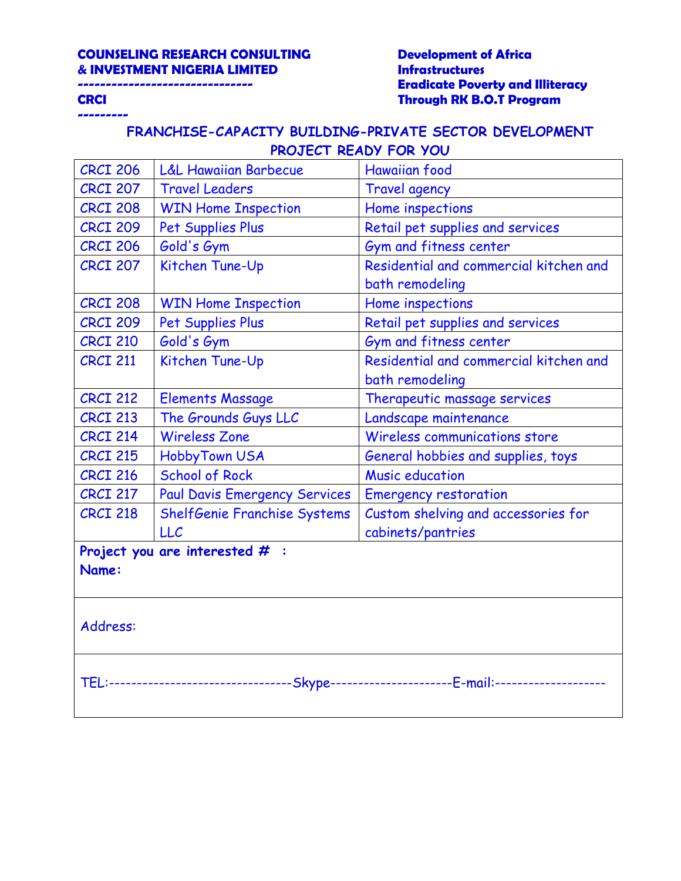**COUNSELING RESEARCH CONSULTING & INVESTMENT NIGERIA LIMITED**
**------------------------------**
**CRCI**
**---------**

**Development of Africa Infrastructures**
**Eradicate Poverty and Illiteracy Through RK B.O.T Program**

## FRANCHISE-CAPACITY BUILDING-PRIVATE SECTOR DEVELOPMENT PROJECT READY FOR YOU

| | | |
|---|---|---|
| CRCI 206 | L&L Hawaiian Barbecue | Hawaiian food |
| CRCI 207 | Travel Leaders | Travel agency |
| CRCI 208 | WIN Home Inspection | Home inspections |
| CRCI 209 | Pet Supplies Plus | Retail pet supplies and services |
| CRCI 206 | Gold's Gym | Gym and fitness center |
| CRCI 207 | Kitchen Tune-Up | Residential and commercial kitchen and bath remodeling |
| CRCI 208 | WIN Home Inspection | Home inspections |
| CRCI 209 | Pet Supplies Plus | Retail pet supplies and services |
| CRCI 210 | Gold's Gym | Gym and fitness center |
| CRCI 211 | Kitchen Tune-Up | Residential and commercial kitchen and bath remodeling |
| CRCI 212 | Elements Massage | Therapeutic massage services |
| CRCI 213 | The Grounds Guys LLC | Landscape maintenance |
| CRCI 214 | Wireless Zone | Wireless communications store |
| CRCI 215 | HobbyTown USA | General hobbies and supplies, toys |
| CRCI 216 | School of Rock | Music education |
| CRCI 217 | Paul Davis Emergency Services | Emergency restoration |
| CRCI 218 | ShelfGenie Franchise Systems LLC | Custom shelving and accessories for cabinets/pantries |

**Project you are interested # :**
**Name:**

Address:

TEL:--------------------------------Skype---------------------E-mail:--------------------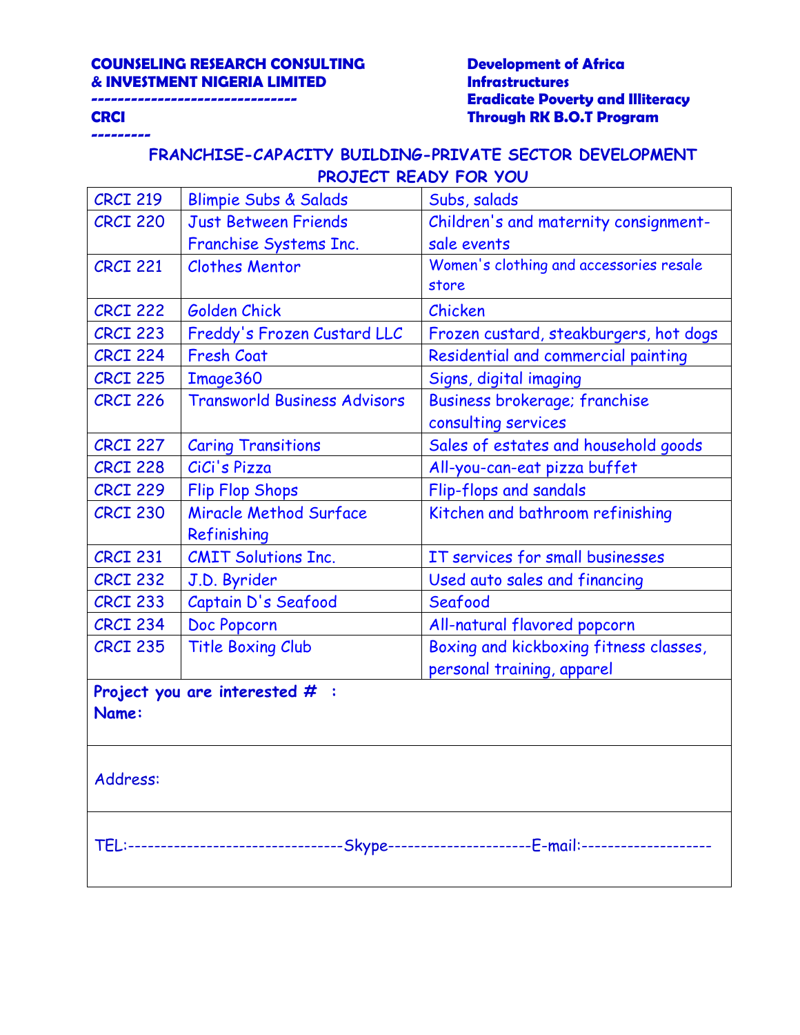**COUNSELING RESEARCH CONSULTING & INVESTMENT NIGERIA LIMITED**
**------------------------------**
**CRCI**
**---------**

**Development of Africa Infrastructures**
**Eradicate Poverty and Illiteracy Through RK B.O.T Program**

## FRANCHISE-CAPACITY BUILDING-PRIVATE SECTOR DEVELOPMENT PROJECT READY FOR YOU

| | | |
|---|---|---|
| CRCI 219 | Blimpie Subs & Salads | Subs, salads |
| CRCI 220 | Just Between Friends Franchise Systems Inc. | Children's and maternity consignment-sale events |
| CRCI 221 | Clothes Mentor | Women's clothing and accessories resale store |
| CRCI 222 | Golden Chick | Chicken |
| CRCI 223 | Freddy's Frozen Custard LLC | Frozen custard, steakburgers, hot dogs |
| CRCI 224 | Fresh Coat | Residential and commercial painting |
| CRCI 225 | Image360 | Signs, digital imaging |
| CRCI 226 | Transworld Business Advisors | Business brokerage; franchise consulting services |
| CRCI 227 | Caring Transitions | Sales of estates and household goods |
| CRCI 228 | CiCi's Pizza | All-you-can-eat pizza buffet |
| CRCI 229 | Flip Flop Shops | Flip-flops and sandals |
| CRCI 230 | Miracle Method Surface Refinishing | Kitchen and bathroom refinishing |
| CRCI 231 | CMIT Solutions Inc. | IT services for small businesses |
| CRCI 232 | J.D. Byrider | Used auto sales and financing |
| CRCI 233 | Captain D's Seafood | Seafood |
| CRCI 234 | Doc Popcorn | All-natural flavored popcorn |
| CRCI 235 | Title Boxing Club | Boxing and kickboxing fitness classes, personal training, apparel |

**Project you are interested # :**
**Name:**

Address:

TEL:---------------------------------Skype----------------------E-mail:--------------------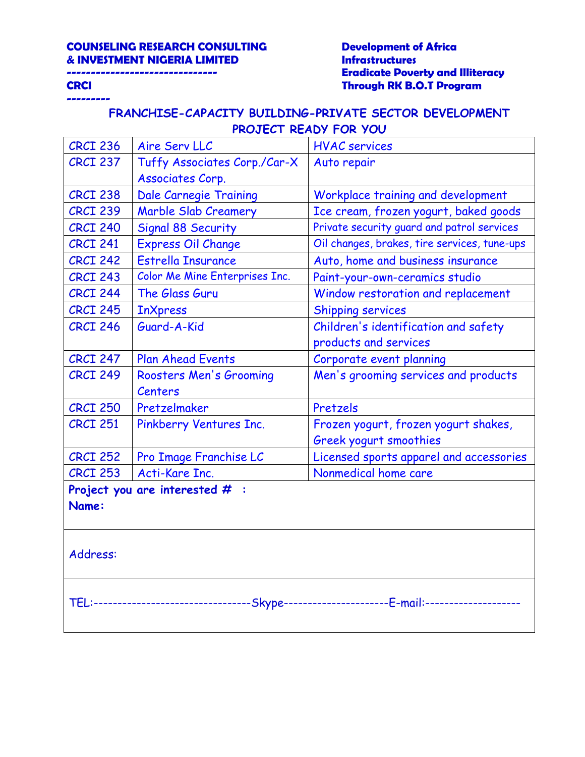**COUNSELING RESEARCH CONSULTING & INVESTMENT NIGERIA LIMITED**
**------------------------------**
**CRCI**
**---------**

**Development of Africa Infrastructures**
**Eradicate Poverty and Illiteracy Through RK B.O.T Program**

## FRANCHISE-CAPACITY BUILDING-PRIVATE SECTOR DEVELOPMENT PROJECT READY FOR YOU

| | | |
|---|---|---|
| CRCI 236 | Aire Serv LLC | HVAC services |
| CRCI 237 | Tuffy Associates Corp./Car-X Associates Corp. | Auto repair |
| CRCI 238 | Dale Carnegie Training | Workplace training and development |
| CRCI 239 | Marble Slab Creamery | Ice cream, frozen yogurt, baked goods |
| CRCI 240 | Signal 88 Security | Private security guard and patrol services |
| CRCI 241 | Express Oil Change | Oil changes, brakes, tire services, tune-ups |
| CRCI 242 | Estrella Insurance | Auto, home and business insurance |
| CRCI 243 | Color Me Mine Enterprises Inc. | Paint-your-own-ceramics studio |
| CRCI 244 | The Glass Guru | Window restoration and replacement |
| CRCI 245 | InXpress | Shipping services |
| CRCI 246 | Guard-A-Kid | Children's identification and safety products and services |
| CRCI 247 | Plan Ahead Events | Corporate event planning |
| CRCI 249 | Roosters Men's Grooming Centers | Men's grooming services and products |
| CRCI 250 | Pretzelmaker | Pretzels |
| CRCI 251 | Pinkberry Ventures Inc. | Frozen yogurt, frozen yogurt shakes, Greek yogurt smoothies |
| CRCI 252 | Pro Image Franchise LC | Licensed sports apparel and accessories |
| CRCI 253 | Acti-Kare Inc. | Nonmedical home care |

**Project you are interested # :**
**Name:**

Address:

TEL:--------------------------------Skype---------------------E-mail:--------------------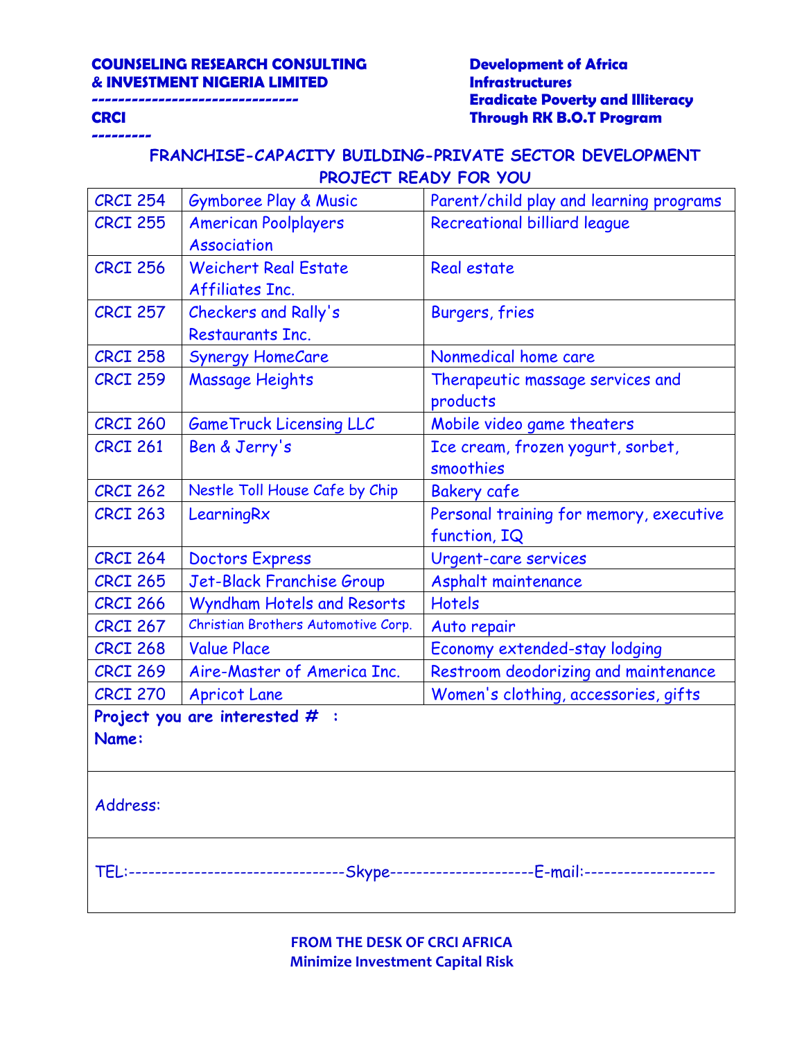**COUNSELING RESEARCH CONSULTING & INVESTMENT NIGERIA LIMITED**
**-------------------------------**
**CRCI**
**---------**

**Development of Africa Infrastructures**
**Eradicate Poverty and Illiteracy Through RK B.O.T Program**

## FRANCHISE-CAPACITY BUILDING-PRIVATE SECTOR DEVELOPMENT PROJECT READY FOR YOU

| | | |
|---|---|---|
| CRCI 254 | Gymboree Play & Music | Parent/child play and learning programs |
| CRCI 255 | American Poolplayers Association | Recreational billiard league |
| CRCI 256 | Weichert Real Estate Affiliates Inc. | Real estate |
| CRCI 257 | Checkers and Rally's Restaurants Inc. | Burgers, fries |
| CRCI 258 | Synergy HomeCare | Nonmedical home care |
| CRCI 259 | Massage Heights | Therapeutic massage services and products |
| CRCI 260 | GameTruck Licensing LLC | Mobile video game theaters |
| CRCI 261 | Ben & Jerry's | Ice cream, frozen yogurt, sorbet, smoothies |
| CRCI 262 | Nestle Toll House Cafe by Chip | Bakery cafe |
| CRCI 263 | LearningRx | Personal training for memory, executive function, IQ |
| CRCI 264 | Doctors Express | Urgent-care services |
| CRCI 265 | Jet-Black Franchise Group | Asphalt maintenance |
| CRCI 266 | Wyndham Hotels and Resorts | Hotels |
| CRCI 267 | Christian Brothers Automotive Corp. | Auto repair |
| CRCI 268 | Value Place | Economy extended-stay lodging |
| CRCI 269 | Aire-Master of America Inc. | Restroom deodorizing and maintenance |
| CRCI 270 | Apricot Lane | Women's clothing, accessories, gifts |

**Project you are interested # :**
**Name:**

Address:

TEL:---------------------------------Skype----------------------E-mail:--------------------

**FROM THE DESK OF CRCI AFRICA**
**Minimize Investment Capital Risk**